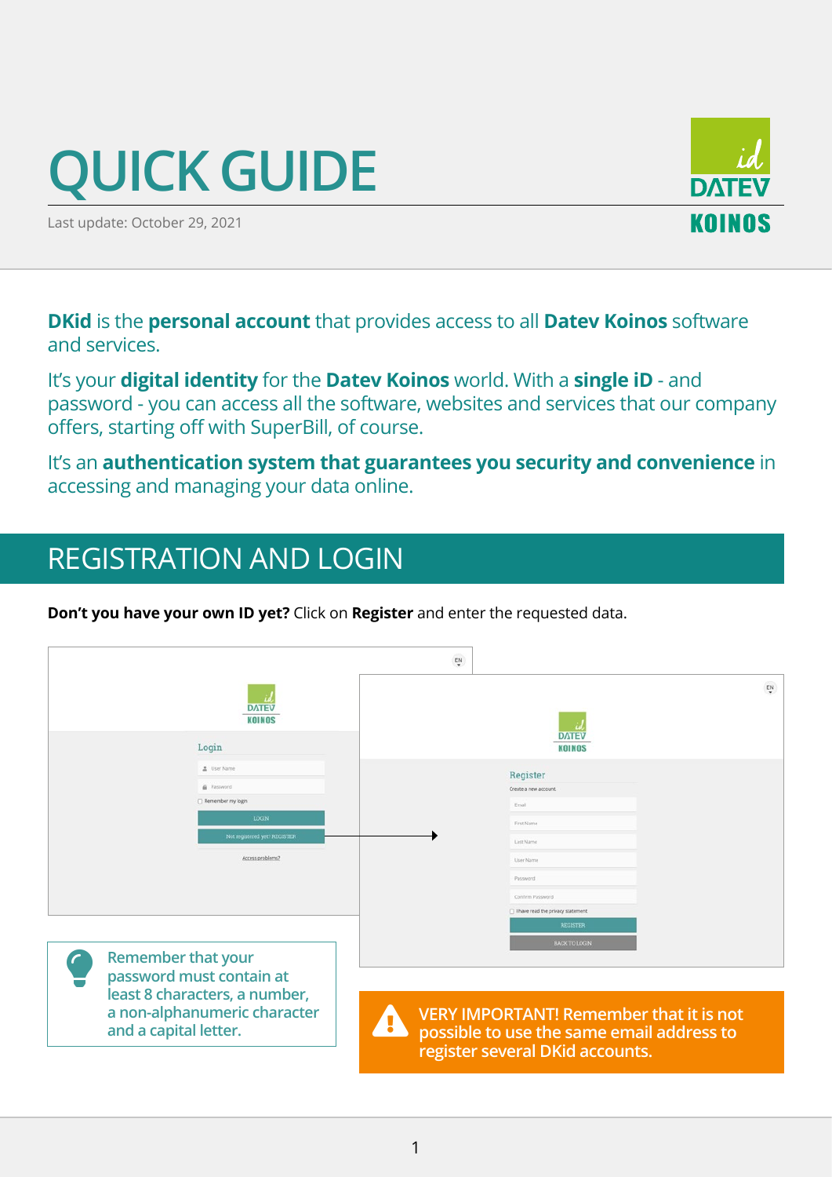# QUICK GUIDE

Last update: October 29, 2021

**DKid** is the **personal account** that provides access to all **Datev Koinos** software and services.

It's your **digital identity** for the **Datev Koinos** world. With a **single iD** - and password - you can access all the software, websites and services that our company offers, starting off with SuperBill, of course.

It's an **authentication system that guarantees you security and convenience** in accessing and managing your data online.

## REGISTRATION AND LOGIN

**Don't you have your own ID yet?** Click on **Register** and enter the requested data.

Remember that your password must contain at least 8 characters, a number, a non-alphanumeric character and a capital letter.

**VERY IMPORTANT! Remember that it is not possible to use the same email address to register several DKid accounts.**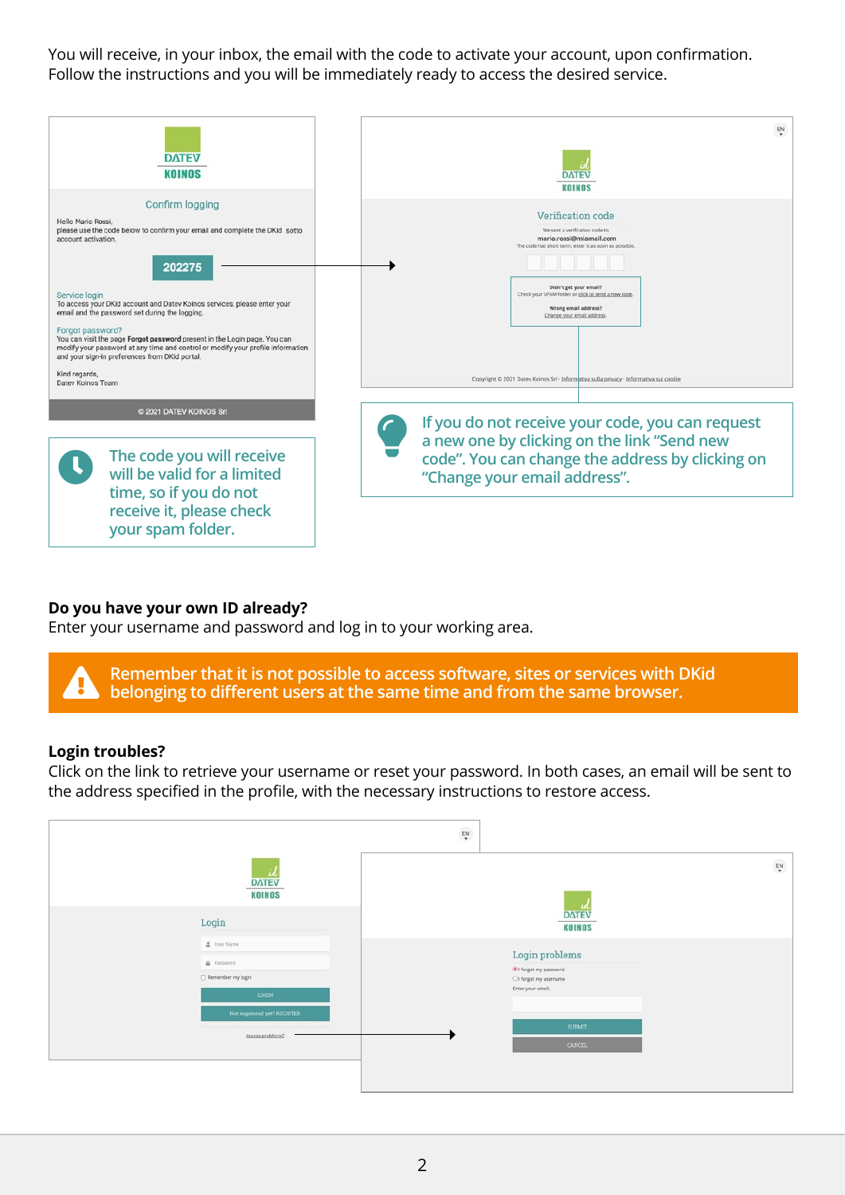You will receive, in your inbox, the email with the code to activate your account, upon confirmation. Follow the instructions and you will be immediately ready to access the desired service.

DATEV KOINOS

Confirm logging

Hello Mario Rossi,
please use the code below to confirm your email and complete the DKid sotto account activation.

202275

Service login
To access your DKid account and Datev Koinos services, please enter your email and the password set during the logging.

Forgot password?
You can visit the page **Forgot password** present in the Login page. You can modify your password at any time and control or modify your profile information and your sign-in preferences from DKid portal.

Kind regards,
Datev Koinos Team

© 2021 DATEV KOINOS Srl

The code you will receive will be valid for a limited time, so if you do not receive it, please check your spam folder.

DATEV KOINOS

Verification code

We sent a verification code to
mario.rossi@miamail.com
The code has short term, enter it as soon as possible.

Didn't get your email?
Check your SPAM folder or click to send a new code.

Wrong email address?
Change your email address.

Copyright © 2021 Datev Koinos Srl · Informativa sulla privacy · Informativa sui cookie

If you do not receive your code, you can request a new one by clicking on the link "Send new code". You can change the address by clicking on "Change your email address".

### Do you have your own ID already?

Enter your username and password and log in to your working area.

Remember that it is not possible to access software, sites or services with DKid belonging to different users at the same time and from the same browser.

### Login troubles?

Click on the link to retrieve your username or reset your password. In both cases, an email will be sent to the address specified in the profile, with the necessary instructions to restore access.

DATEV KOINOS

Login

User Name
Password
Remember my login
LOGIN
Not registered yet? REGISTER

DATEV KOINOS

Login problems

I forgot my password
I forgot my username
Enter your email
SUBMIT
CANCEL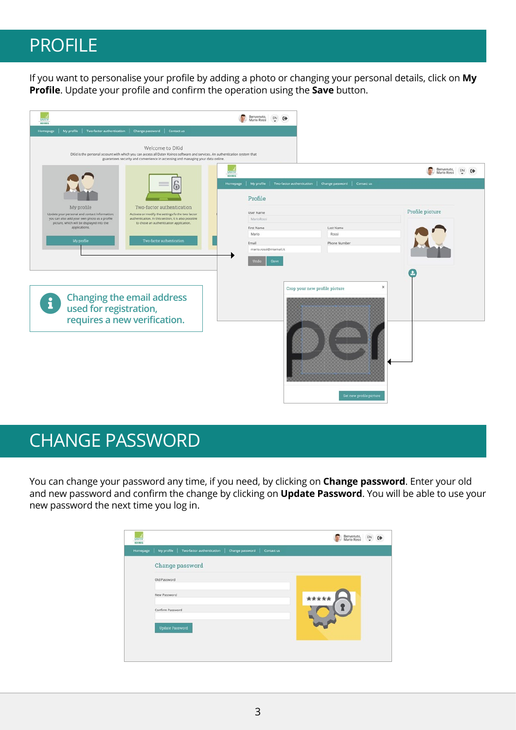# PROFILE

If you want to personalise your profile by adding a photo or changing your personal details, click on **My Profile**. Update your profile and confirm the operation using the **Save** button.

Changing the email address used for registration, requires a new verification.

# CHANGE PASSWORD

You can change your password any time, if you need, by clicking on **Change password**. Enter your old and new password and confirm the change by clicking on **Update Password**. You will be able to use your new password the next time you log in.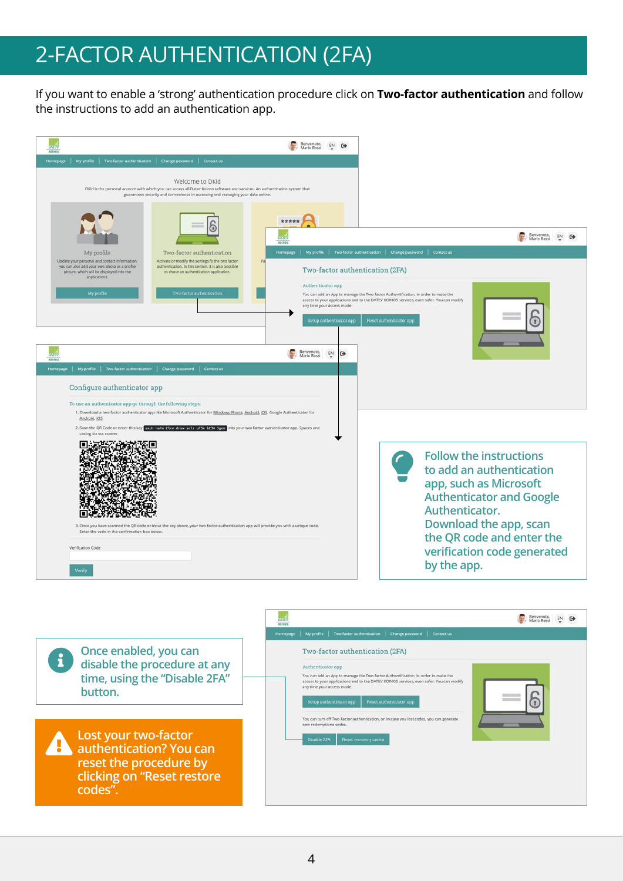# 2-FACTOR AUTHENTICATION (2FA)

If you want to enable a 'strong' authentication procedure click on **Two-factor authentication** and follow the instructions to add an authentication app.

Follow the instructions to add an authentication app, such as Microsoft Authenticator and Google Authenticator. Download the app, scan the QR code and enter the verification code generated by the app.

Once enabled, you can disable the procedure at any time, using the "Disable 2FA" button.

Lost your two-factor authentication? You can reset the procedure by clicking on "Reset restore codes".